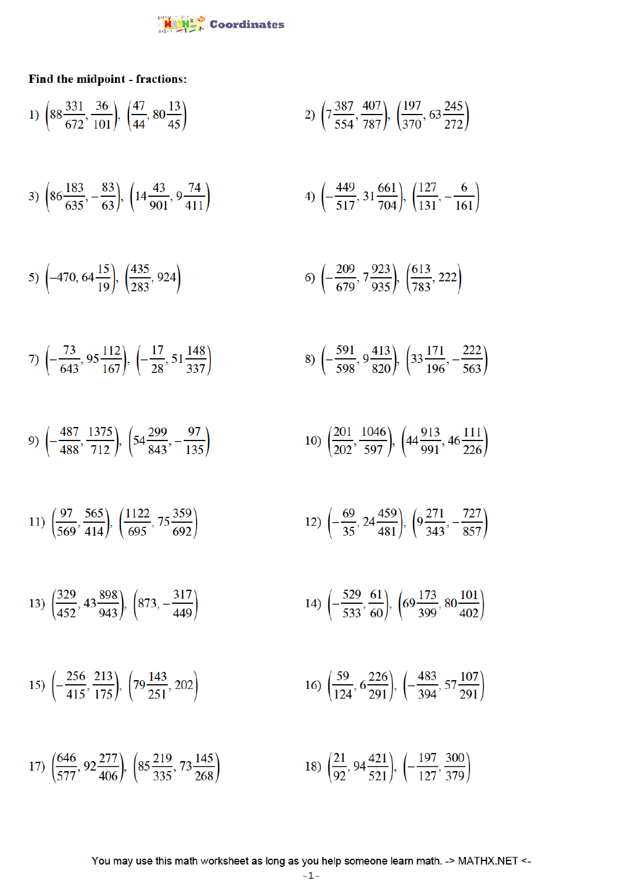**Find the midpoint - fractions:**

1) $\left(88\frac{331}{672}, \frac{36}{101}\right), \left(\frac{47}{44}, 80\frac{13}{45}\right)$

2) $\left(7\frac{387}{554}, \frac{407}{787}\right), \left(\frac{197}{370}, 63\frac{245}{272}\right)$

3) $\left(86\frac{183}{635}, -\frac{83}{63}\right), \left(14\frac{43}{901}, 9\frac{74}{411}\right)$

4) $\left(-\frac{449}{517}, 31\frac{661}{704}\right), \left(\frac{127}{131}, -\frac{6}{161}\right)$

5) $\left(-470, 64\frac{15}{19}\right), \left(\frac{435}{283}, 924\right)$

6) $\left(-\frac{209}{679}, 7\frac{923}{935}\right), \left(\frac{613}{783}, 222\right)$

7) $\left(-\frac{73}{643}, 95\frac{112}{167}\right), \left(-\frac{17}{28}, 51\frac{148}{337}\right)$

8) $\left(-\frac{591}{598}, 9\frac{413}{820}\right), \left(33\frac{171}{196}, -\frac{222}{563}\right)$

9) $\left(-\frac{487}{488}, \frac{1375}{712}\right), \left(54\frac{299}{843}, -\frac{97}{135}\right)$

10) $\left(\frac{201}{202}, \frac{1046}{597}\right), \left(44\frac{913}{991}, 46\frac{111}{226}\right)$

11) $\left(\frac{97}{569}, \frac{565}{414}\right), \left(\frac{1122}{695}, 75\frac{359}{692}\right)$

12) $\left(-\frac{69}{35}, 24\frac{459}{481}\right), \left(9\frac{271}{343}, -\frac{727}{857}\right)$

13) $\left(\frac{329}{452}, 43\frac{898}{943}\right), \left(873, -\frac{317}{449}\right)$

14) $\left(-\frac{529}{533}, \frac{61}{60}\right), \left(69\frac{173}{399}, 80\frac{101}{402}\right)$

15) $\left(-\frac{256}{415}, \frac{213}{175}\right), \left(79\frac{143}{251}, 202\right)$

16) $\left(\frac{59}{124}, 6\frac{226}{291}\right), \left(-\frac{483}{394}, 57\frac{107}{291}\right)$

17) $\left(\frac{646}{577}, 92\frac{277}{406}\right), \left(85\frac{219}{335}, 73\frac{145}{268}\right)$

18) $\left(\frac{21}{92}, 94\frac{421}{521}\right), \left(-\frac{197}{127}, \frac{300}{379}\right)$

You may use this math worksheet as long as you help someone learn math. -> MATHX.NET <-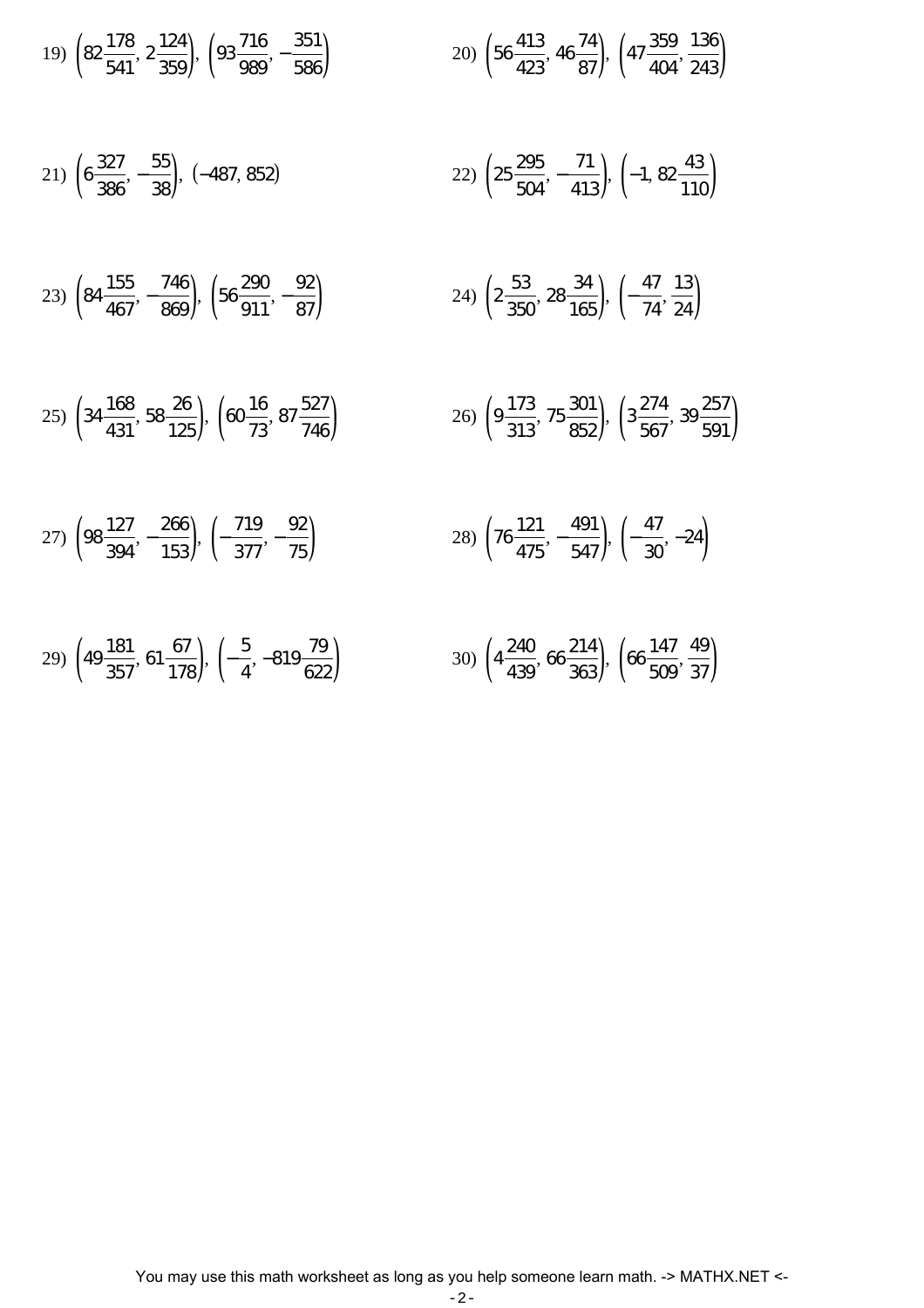19) $\left(82\frac{178}{541}, 2\frac{124}{359}\right), \left(93\frac{716}{989}, -\frac{351}{586}\right)$

20) $\left(56\frac{413}{423}, 46\frac{74}{87}\right), \left(47\frac{359}{404}, \frac{136}{243}\right)$

21) $\left(6\frac{327}{386}, -\frac{55}{38}\right), (-487, 852)$

22) $\left(25\frac{295}{504}, -\frac{71}{413}\right), \left(-1, 82\frac{43}{110}\right)$

23) $\left(84\frac{155}{467}, -\frac{746}{869}\right), \left(56\frac{290}{911}, -\frac{92}{87}\right)$

24) $\left(2\frac{53}{350}, 28\frac{34}{165}\right), \left(-\frac{47}{74}, \frac{13}{24}\right)$

25) $\left(34\frac{168}{431}, 58\frac{26}{125}\right), \left(60\frac{16}{73}, 87\frac{527}{746}\right)$

26) $\left(9\frac{173}{313}, 75\frac{301}{852}\right), \left(3\frac{274}{567}, 39\frac{257}{591}\right)$

27) $\left(98\frac{127}{394}, -\frac{266}{153}\right), \left(-\frac{719}{377}, -\frac{92}{75}\right)$

28) $\left(76\frac{121}{475}, -\frac{491}{547}\right), \left(-\frac{47}{30}, -24\right)$

29) $\left(49\frac{181}{357}, 61\frac{67}{178}\right), \left(-\frac{5}{4}, -819\frac{79}{622}\right)$

30) $\left(4\frac{240}{439}, 66\frac{214}{363}\right), \left(66\frac{147}{509}, \frac{49}{37}\right)$

You may use this math worksheet as long as you help someone learn math. -> MATHX.NET <-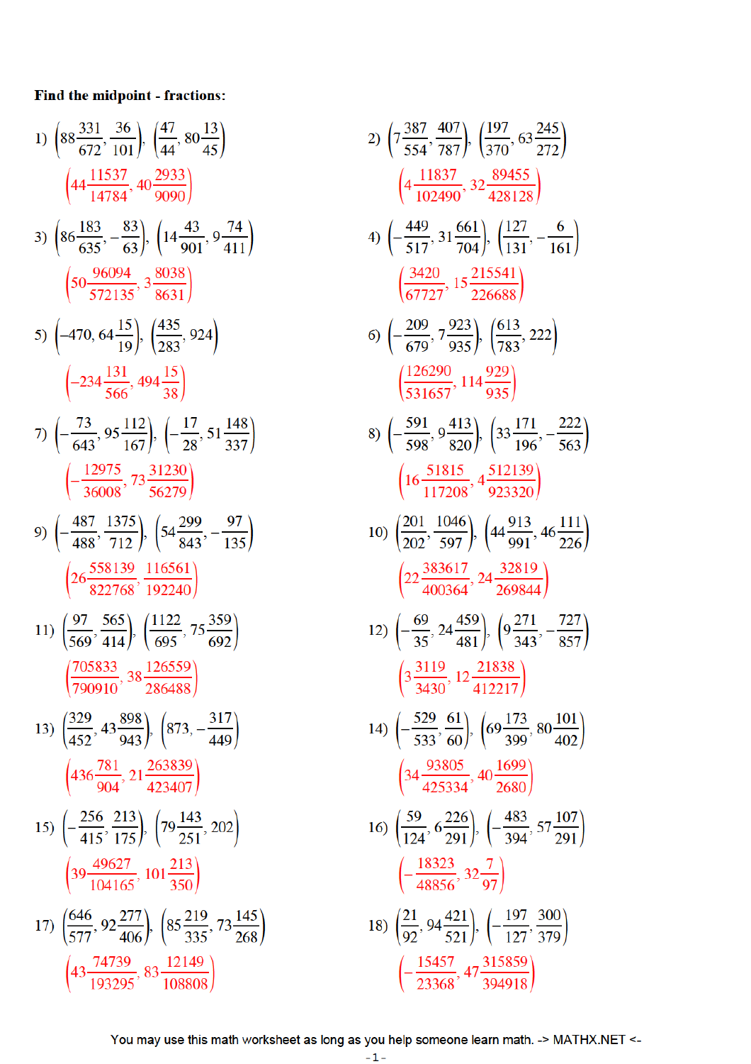**Find the midpoint - fractions:**

1) $\left(88\frac{331}{672}, \frac{36}{101}\right), \left(\frac{47}{44}, 80\frac{13}{45}\right)$

$\left(44\frac{11537}{14784}, 40\frac{2933}{9090}\right)$

2) $\left(7\frac{387}{554}, \frac{407}{787}\right), \left(\frac{197}{370}, 63\frac{245}{272}\right)$

$\left(4\frac{11837}{102490}, 32\frac{89455}{428128}\right)$

3) $\left(86\frac{183}{635}, -\frac{83}{63}\right), \left(14\frac{43}{901}, 9\frac{74}{411}\right)$

$\left(50\frac{96094}{572135}, 3\frac{8038}{8631}\right)$

4) $\left(-\frac{449}{517}, 31\frac{661}{704}\right), \left(\frac{127}{131}, -\frac{6}{161}\right)$

$\left(\frac{3420}{67727}, 15\frac{215541}{226688}\right)$

5) $\left(-470, 64\frac{15}{19}\right), \left(\frac{435}{283}, 924\right)$

$\left(-234\frac{131}{566}, 494\frac{15}{38}\right)$

6) $\left(-\frac{209}{679}, 7\frac{923}{935}\right), \left(\frac{613}{783}, 222\right)$

$\left(\frac{126290}{531657}, 114\frac{929}{935}\right)$

7) $\left(-\frac{73}{643}, 95\frac{112}{167}\right), \left(-\frac{17}{28}, 51\frac{148}{337}\right)$

$\left(-\frac{12975}{36008}, 73\frac{31230}{56279}\right)$

8) $\left(-\frac{591}{598}, 9\frac{413}{820}\right), \left(33\frac{171}{196}, -\frac{222}{563}\right)$

$\left(16\frac{51815}{117208}, 4\frac{512139}{923320}\right)$

9) $\left(-\frac{487}{488}, \frac{1375}{712}\right), \left(54\frac{299}{843}, -\frac{97}{135}\right)$

$\left(26\frac{558139}{822768}, \frac{116561}{192240}\right)$

10) $\left(\frac{201}{202}, \frac{1046}{597}\right), \left(44\frac{913}{991}, 46\frac{111}{226}\right)$

$\left(22\frac{383617}{400364}, 24\frac{32819}{269844}\right)$

11) $\left(\frac{97}{569}, \frac{565}{414}\right), \left(\frac{1122}{695}, 75\frac{359}{692}\right)$

$\left(\frac{705833}{790910}, 38\frac{126559}{286488}\right)$

12) $\left(-\frac{69}{35}, 24\frac{459}{481}\right), \left(9\frac{271}{343}, -\frac{727}{857}\right)$

$\left(3\frac{3119}{3430}, 12\frac{21838}{412217}\right)$

13) $\left(\frac{329}{452}, 43\frac{898}{943}\right), \left(873, -\frac{317}{449}\right)$

$\left(436\frac{781}{904}, 21\frac{263839}{423407}\right)$

14) $\left(-\frac{529}{533}, \frac{61}{60}\right), \left(69\frac{173}{399}, 80\frac{101}{402}\right)$

$\left(34\frac{93805}{425334}, 40\frac{1699}{2680}\right)$

15) $\left(-\frac{256}{415}, \frac{213}{175}\right), \left(79\frac{143}{251}, 202\right)$

$\left(39\frac{49627}{104165}, 101\frac{213}{350}\right)$

16) $\left(\frac{59}{124}, 6\frac{226}{291}\right), \left(-\frac{483}{394}, 57\frac{107}{291}\right)$

$\left(-\frac{18323}{48856}, 32\frac{7}{97}\right)$

17) $\left(\frac{646}{577}, 92\frac{277}{406}\right), \left(85\frac{219}{335}, 73\frac{145}{268}\right)$

$\left(43\frac{74739}{193295}, 83\frac{12149}{108808}\right)$

18) $\left(\frac{21}{92}, 94\frac{421}{521}\right), \left(-\frac{197}{127}, \frac{300}{379}\right)$

$\left(-\frac{15457}{23368}, 47\frac{315859}{394918}\right)$

You may use this math worksheet as long as you help someone learn math. -> MATHX.NET <-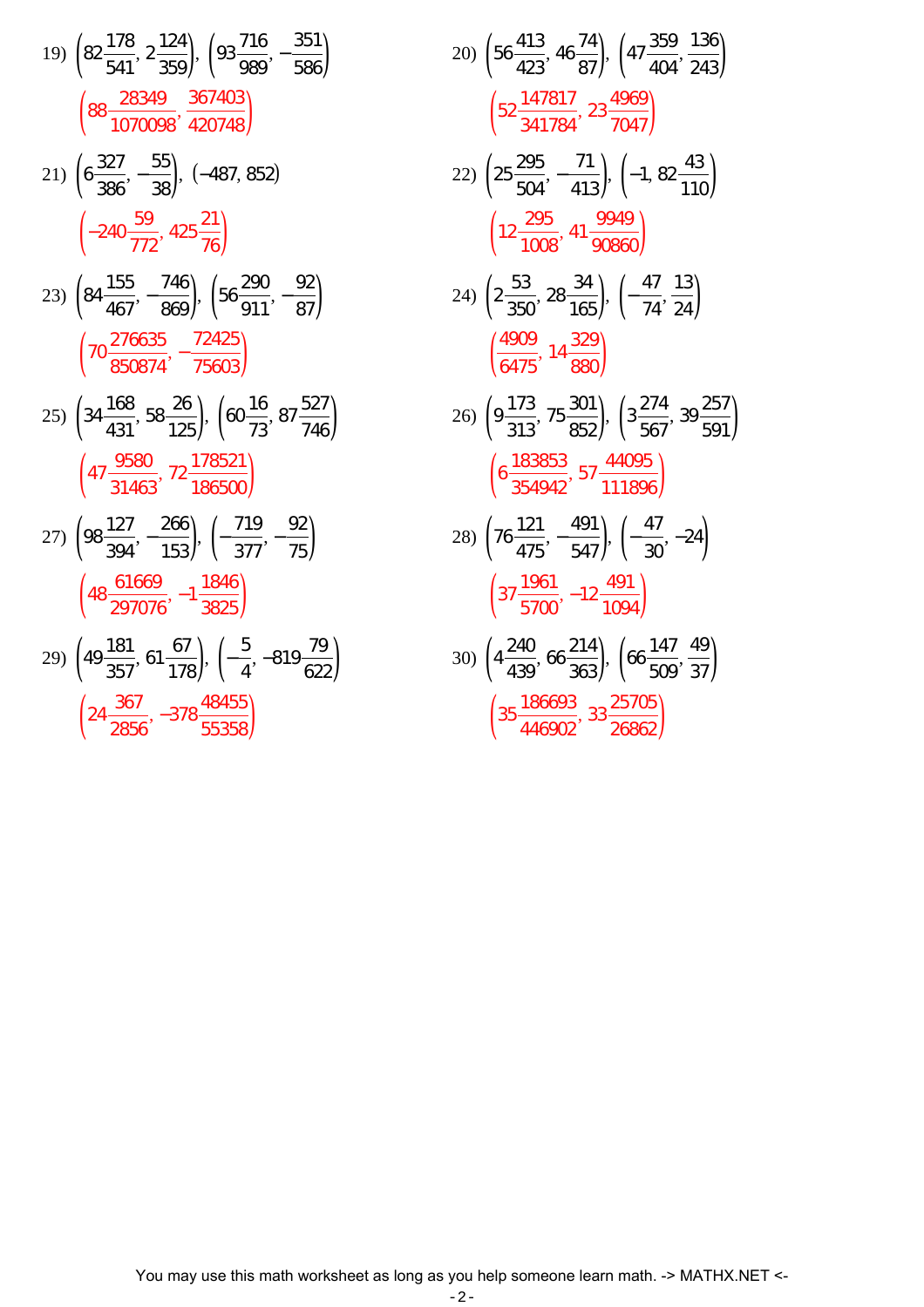19) $\left(82\frac{178}{541}, 2\frac{124}{359}\right), \left(93\frac{716}{989}, -\frac{351}{586}\right)$

$\left(88\frac{28349}{1070098}, \frac{367403}{420748}\right)$

20) $\left(56\frac{413}{423}, 46\frac{74}{87}\right), \left(47\frac{359}{404}, \frac{136}{243}\right)$

$\left(52\frac{147817}{341784}, 23\frac{4969}{7047}\right)$

21) $\left(6\frac{327}{386}, -\frac{55}{38}\right), (-487, 852)$

$\left(-240\frac{59}{772}, 425\frac{21}{76}\right)$

22) $\left(25\frac{295}{504}, -\frac{71}{413}\right), \left(-1, 82\frac{43}{110}\right)$

$\left(12\frac{295}{1008}, 41\frac{9949}{90860}\right)$

23) $\left(84\frac{155}{467}, -\frac{746}{869}\right), \left(56\frac{290}{911}, -\frac{92}{87}\right)$

$\left(70\frac{276635}{850874}, -\frac{72425}{75603}\right)$

24) $\left(2\frac{53}{350}, 28\frac{34}{165}\right), \left(-\frac{47}{74}, \frac{13}{24}\right)$

$\left(\frac{4909}{6475}, 14\frac{329}{880}\right)$

25) $\left(34\frac{168}{431}, 58\frac{26}{125}\right), \left(60\frac{16}{73}, 87\frac{527}{746}\right)$

$\left(47\frac{9580}{31463}, 72\frac{178521}{186500}\right)$

26) $\left(9\frac{173}{313}, 75\frac{301}{852}\right), \left(3\frac{274}{567}, 39\frac{257}{591}\right)$

$\left(6\frac{183853}{354942}, 57\frac{44095}{111896}\right)$

27) $\left(98\frac{127}{394}, -\frac{266}{153}\right), \left(-\frac{719}{377}, -\frac{92}{75}\right)$

$\left(48\frac{61669}{297076}, -1\frac{1846}{3825}\right)$

28) $\left(76\frac{121}{475}, -\frac{491}{547}\right), \left(-\frac{47}{30}, -24\right)$

$\left(37\frac{1961}{5700}, -12\frac{491}{1094}\right)$

29) $\left(49\frac{181}{357}, 61\frac{67}{178}\right), \left(-\frac{5}{4}, -819\frac{79}{622}\right)$

$\left(24\frac{367}{2856}, -378\frac{48455}{55358}\right)$

30) $\left(4\frac{240}{439}, 66\frac{214}{363}\right), \left(66\frac{147}{509}, \frac{49}{37}\right)$

$\left(35\frac{186693}{446902}, 33\frac{25705}{26862}\right)$

You may use this math worksheet as long as you help someone learn math. -> MATHX.NET <-